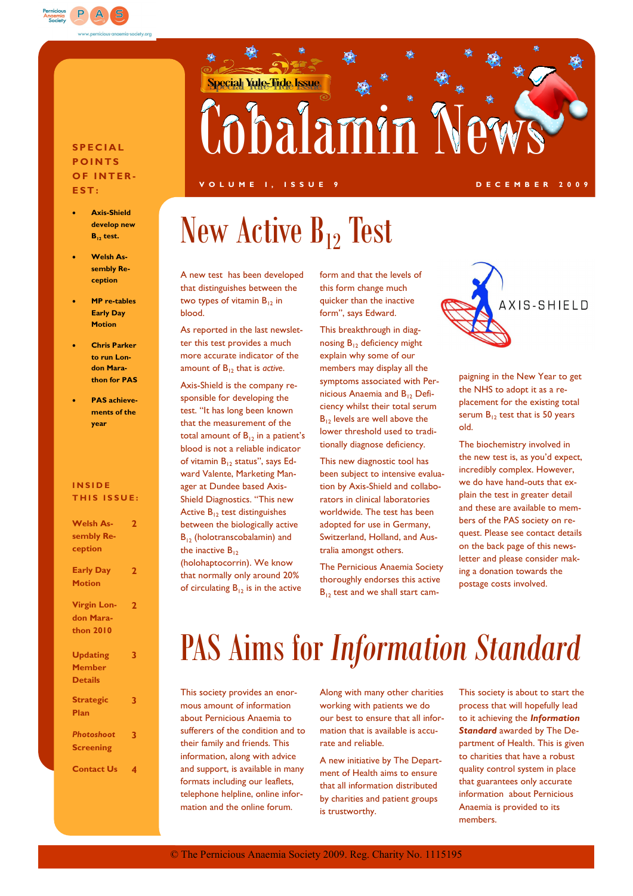Special Yule-Tide Issue

# Cobalamin News

VOLUME I, ISSUE 9 — DECEMBER 2009

**SPECIAL POINTS OF INTEREST:**

- **Axis-Shield develop new $B_{12}$ test.**
- **Welsh Assembly Reception**
- **MP re-tables Early Day Motion**
- **Chris Parker to run London Marathon for PAS**
- **PAS achievements of the year**

**INSIDE THIS ISSUE:**

| | |
|---|---|
| Welsh Assembly Reception | 2 |
| Early Day Motion | 2 |
| Virgin London Marathon 2010 | 2 |
| Updating Member Details | 3 |
| Strategic Plan | 3 |
| *Photoshoot* Screening | 3 |
| Contact Us | 4 |

## New Active $B_{12}$ Test

A new test has been developed that distinguishes between the two types of vitamin $B_{12}$ in blood.

As reported in the last newsletter this test provides a much more accurate indicator of the amount of $B_{12}$ that is *active*.

Axis-Shield is the company responsible for developing the test. "It has long been known that the measurement of the total amount of $B_{12}$ in a patient's blood is not a reliable indicator of vitamin $B_{12}$ status", says Edward Valente, Marketing Manager at Dundee based Axis-Shield Diagnostics. "This new Active $B_{12}$ test distinguishes between the biologically active $B_{12}$ (holotranscobalamin) and the inactive $B_{12}$ (holohaptocorrin). We know that normally only around 20% of circulating $B_{12}$ is in the active form and that the levels of this form change much quicker than the inactive form", says Edward.

This breakthrough in diagnosing $B_{12}$ deficiency might explain why some of our members may display all the symptoms associated with Pernicious Anaemia and $B_{12}$ Deficiency whilst their total serum $B_{12}$ levels are well above the lower threshold used to traditionally diagnose deficiency.

This new diagnostic tool has been subject to intensive evaluation by Axis-Shield and collaborators in clinical laboratories worldwide. The test has been adopted for use in Germany, Switzerland, Holland, and Australia amongst others.

The Pernicious Anaemia Society thoroughly endorses this active $B_{12}$ test and we shall start campaigning in the New Year to get the NHS to adopt it as a replacement for the existing total serum $B_{12}$ test that is 50 years old.

The biochemistry involved in the new test is, as you'd expect, incredibly complex. However, we do have hand-outs that explain the test in greater detail and these are available to members of the PAS society on request. Please see contact details on the back page of this newsletter and please consider making a donation towards the postage costs involved.

## PAS Aims for *Information Standard*

This society provides an enormous amount of information about Pernicious Anaemia to sufferers of the condition and to their family and friends. This information, along with advice and support, is available in many formats including our leaflets, telephone helpline, online information and the online forum.

Along with many other charities working with patients we do our best to ensure that all information that is available is accurate and reliable.

A new initiative by The Department of Health aims to ensure that all information distributed by charities and patient groups is trustworthy.

This society is about to start the process that will hopefully lead to it achieving the ***Information Standard*** awarded by The Department of Health. This is given to charities that have a robust quality control system in place that guarantees only accurate information about Pernicious Anaemia is provided to its members.

© The Pernicious Anaemia Society 2009. Reg. Charity No. 1115195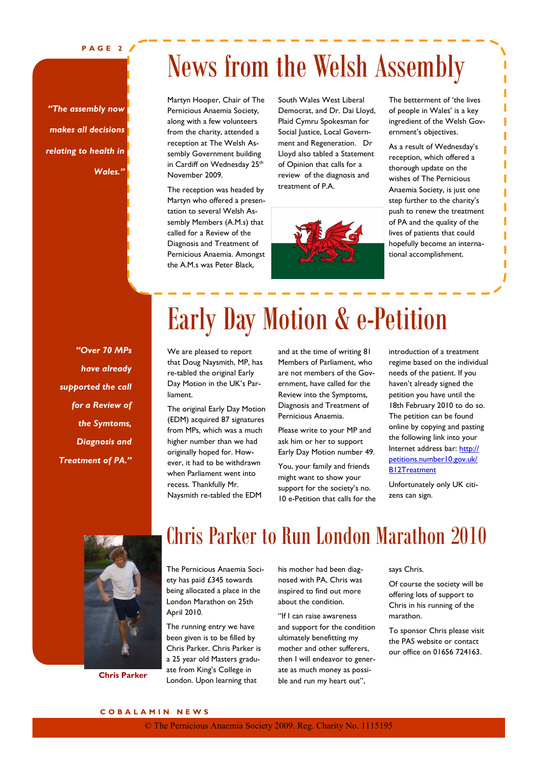# News from the Welsh Assembly

*"The assembly now makes all decisions relating to health in Wales."*

Martyn Hooper, Chair of The Pernicious Anaemia Society, along with a few volunteers from the charity, attended a reception at The Welsh Assembly Government building in Cardiff on Wednesday 25th November 2009.

The reception was headed by Martyn who offered a presentation to several Welsh Assembly Members (A.M.s) that called for a Review of the Diagnosis and Treatment of Pernicious Anaemia. Amongst the A.M.s was Peter Black, South Wales West Liberal Democrat, and Dr. Dai Lloyd, Plaid Cymru Spokesman for Social Justice, Local Government and Regeneration. Dr Lloyd also tabled a Statement of Opinion that calls for a review of the diagnosis and treatment of P.A.

The betterment of 'the lives of people in Wales' is a key ingredient of the Welsh Government's objectives.

As a result of Wednesday's reception, which offered a thorough update on the wishes of The Pernicious Anaemia Society, is just one step further to the charity's push to renew the treatment of PA and the quality of the lives of patients that could hopefully become an international accomplishment.

# Early Day Motion & e-Petition

*"Over 70 MPs have already supported the call for a Review of the Symtoms, Diagnosis and Treatment of PA."*

We are pleased to report that Doug Naysmith, MP, has re-tabled the original Early Day Motion in the UK's Parliament.

The original Early Day Motion (EDM) acquired 87 signatures from MPs, which was a much higher number than we had originally hoped for. However, it had to be withdrawn when Parliament went into recess. Thankfully Mr. Naysmith re-tabled the EDM and at the time of writing 81 Members of Parliament, who are not members of the Government, have called for the Review into the Symptoms, Diagnosis and Treatment of Pernicious Anaemia.

Please write to your MP and ask him or her to support Early Day Motion number 49.

You, your family and friends might want to show your support for the society's no. 10 e-Petition that calls for the introduction of a treatment regime based on the individual needs of the patient. If you haven't already signed the petition you have until the 18th February 2010 to do so. The petition can be found online by copying and pasting the following link into your Internet address bar: http://petitions.number10.gov.uk/B12Treatment

Unfortunately only UK citizens can sign.

# Chris Parker to Run London Marathon 2010

Chris Parker

The Pernicious Anaemia Society has paid £345 towards being allocated a place in the London Marathon on 25th April 2010.

The running entry we have been given is to be filled by Chris Parker. Chris Parker is a 25 year old Masters graduate from King's College in London. Upon learning that his mother had been diagnosed with PA, Chris was inspired to find out more about the condition.

"If I can raise awareness and support for the condition ultimately benefitting my mother and other sufferers, then I will endeavor to generate as much money as possible and run my heart out", says Chris.

Of course the society will be offering lots of support to Chris in his running of the marathon.

To sponsor Chris please visit the PAS website or contact our office on 01656 724163.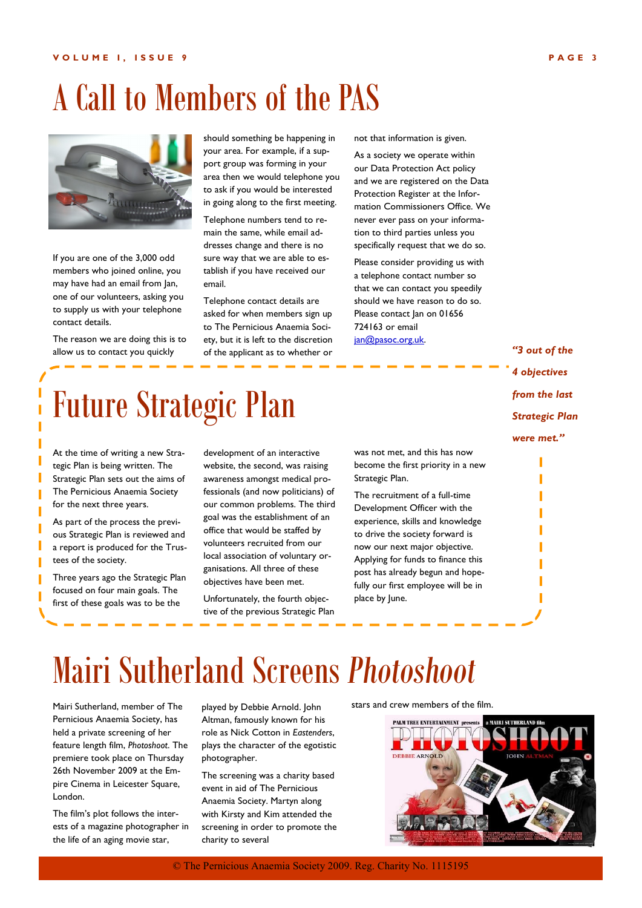# A Call to Members of the PAS

If you are one of the 3,000 odd members who joined online, you may have had an email from Jan, one of our volunteers, asking you to supply us with your telephone contact details.

The reason we are doing this is to allow us to contact you quickly should something be happening in your area. For example, if a support group was forming in your area then we would telephone you to ask if you would be interested in going along to the first meeting.

Telephone numbers tend to remain the same, while email addresses change and there is no sure way that we are able to establish if you have received our email.

Telephone contact details are asked for when members sign up to The Pernicious Anaemia Society, but it is left to the discretion of the applicant as to whether or not that information is given.

As a society we operate within our Data Protection Act policy and we are registered on the Data Protection Register at the Information Commissioners Office. We never ever pass on your information to third parties unless you specifically request that we do so.

Please consider providing us with a telephone contact number so that we can contact you speedily should we have reason to do so. Please contact Jan on 01656 724163 or email jan@pasoc.org.uk.

# Future Strategic Plan

*"3 out of the 4 objectives from the last Strategic Plan were met."*

At the time of writing a new Strategic Plan is being written. The Strategic Plan sets out the aims of The Pernicious Anaemia Society for the next three years.

As part of the process the previous Strategic Plan is reviewed and a report is produced for the Trustees of the society.

Three years ago the Strategic Plan focused on four main goals. The first of these goals was to be the development of an interactive website, the second, was raising awareness amongst medical professionals (and now politicians) of our common problems. The third goal was the establishment of an office that would be staffed by volunteers recruited from our local association of voluntary organisations. All three of these objectives have been met.

Unfortunately, the fourth objective of the previous Strategic Plan was not met, and this has now become the first priority in a new Strategic Plan.

The recruitment of a full-time Development Officer with the experience, skills and knowledge to drive the society forward is now our next major objective. Applying for funds to finance this post has already begun and hopefully our first employee will be in place by June.

# Mairi Sutherland Screens *Photoshoot*

Mairi Sutherland, member of The Pernicious Anaemia Society, has held a private screening of her feature length film, *Photoshoot*. The premiere took place on Thursday 26th November 2009 at the Empire Cinema in Leicester Square, London.

The film's plot follows the interests of a magazine photographer in the life of an aging movie star, played by Debbie Arnold. John Altman, famously known for his role as Nick Cotton in *Eastenders*, plays the character of the egotistic photographer.

The screening was a charity based event in aid of The Pernicious Anaemia Society. Martyn along with Kirsty and Kim attended the screening in order to promote the charity to several stars and crew members of the film.

© The Pernicious Anaemia Society 2009. Reg. Charity No. 1115195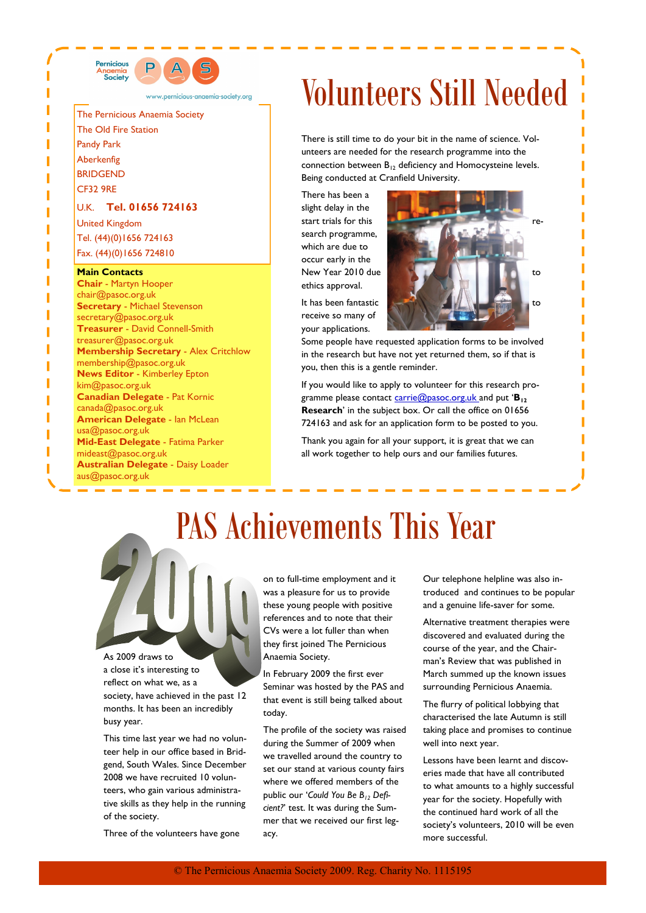The Pernicious Anaemia Society
The Old Fire Station
Pandy Park
Aberkenfig
BRIDGEND
CF32 9RE

U.K. **Tel. 01656 724163**

United Kingdom
Tel. (44)(0)1656 724163
Fax. (44)(0)1656 724810

**Main Contacts**

**Chair** - Martyn Hooper
chair@pasoc.org.uk
**Secretary** - Michael Stevenson
secretary@pasoc.org.uk
**Treasurer** - David Connell-Smith
treasurer@pasoc.org.uk
**Membership Secretary** - Alex Critchlow
membership@pasoc.org.uk
**News Editor** - Kimberley Epton
kim@pasoc.org.uk
**Canadian Delegate** - Pat Kornic
canada@pasoc.org.uk
**American Delegate** - Ian McLean
usa@pasoc.org.uk
**Mid-East Delegate** - Fatima Parker
mideast@pasoc.org.uk
**Australian Delegate** - Daisy Loader
aus@pasoc.org.uk

# Volunteers Still Needed

There is still time to do your bit in the name of science. Volunteers are needed for the research programme into the connection between $B_{12}$ deficiency and Homocysteine levels. Being conducted at Cranfield University.

There has been a slight delay in the start trials for this research programme, which are due to occur early in the New Year 2010 due to ethics approval.

It has been fantastic to receive so many of your applications.

Some people have requested application forms to be involved in the research but have not yet returned them, so if that is you, then this is a gentle reminder.

If you would like to apply to volunteer for this research programme please contact carrie@pasoc.org.uk and put '**$B_{12}$ Research**' in the subject box. Or call the office on 01656 724163 and ask for an application form to be posted to you.

Thank you again for all your support, it is great that we can all work together to help ours and our families futures.

# PAS Achievements This Year

As 2009 draws to a close it's interesting to reflect on what we, as a society, have achieved in the past 12 months. It has been an incredibly busy year.

This time last year we had no volunteer help in our office based in Bridgend, South Wales. Since December 2008 we have recruited 10 volunteers, who gain various administrative skills as they help in the running of the society.

Three of the volunteers have gone on to full-time employment and it was a pleasure for us to provide these young people with positive references and to note that their CVs were a lot fuller than when they first joined The Pernicious Anaemia Society.

In February 2009 the first ever Seminar was hosted by the PAS and that event is still being talked about today.

The profile of the society was raised during the Summer of 2009 when we travelled around the country to set our stand at various county fairs where we offered members of the public our '*Could You Be $B_{12}$ Deficient?*' test. It was during the Summer that we received our first legacy.

Our telephone helpline was also introduced and continues to be popular and a genuine life-saver for some.

Alternative treatment therapies were discovered and evaluated during the course of the year, and the Chairman's Review that was published in March summed up the known issues surrounding Pernicious Anaemia.

The flurry of political lobbying that characterised the late Autumn is still taking place and promises to continue well into next year.

Lessons have been learnt and discoveries made that have all contributed to what amounts to a highly successful year for the society. Hopefully with the continued hard work of all the society's volunteers, 2010 will be even more successful.

© The Pernicious Anaemia Society 2009. Reg. Charity No. 1115195